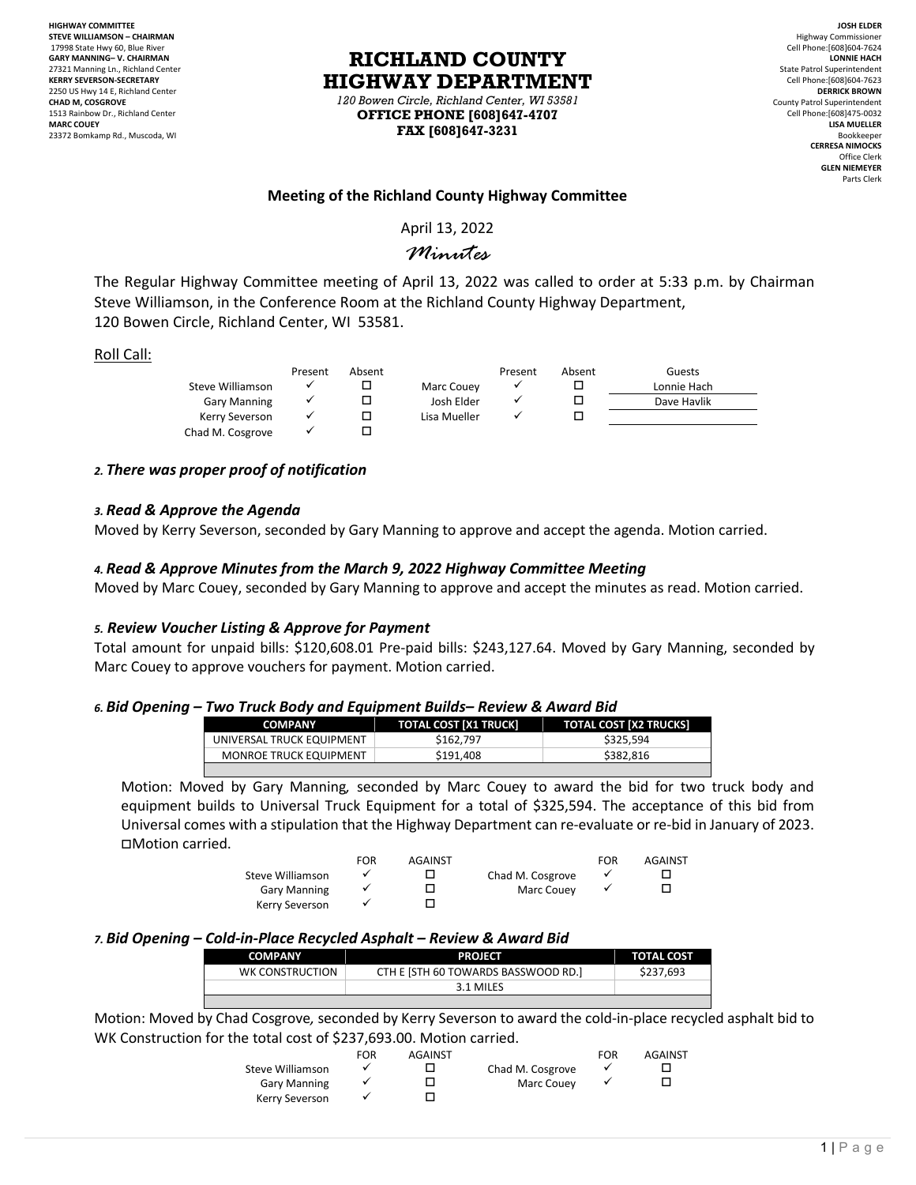**HIGHWAY COMMITTEE**
**STEVE WILLIAMSON – CHAIRMAN**
17998 State Hwy 60, Blue River
**GARY MANNING– V. CHAIRMAN**
27321 Manning Ln., Richland Center
**KERRY SEVERSON-SECRETARY**
2250 US Hwy 14 E, Richland Center
**CHAD M, COSGROVE**
1513 Rainbow Dr., Richland Center
**MARC COUEY**
23372 Bomkamp Rd., Muscoda, WI

# RICHLAND COUNTY HIGHWAY DEPARTMENT

*120 Bowen Circle, Richland Center, WI 53581*
**OFFICE PHONE [608]647-4707**
**FAX [608]647-3231**

**JOSH ELDER**
Highway Commissioner
Cell Phone:[608]604-7624
**LONNIE HACH**
State Patrol Superintendent
Cell Phone:[608]604-7623
**DERRICK BROWN**
County Patrol Superintendent
Cell Phone:[608]475-0032
**LISA MUELLER**
Bookkeeper
**CERRESA NIMOCKS**
Office Clerk
**GLEN NIEMEYER**
Parts Clerk

## Meeting of the Richland County Highway Committee

April 13, 2022

*Minutes*

The Regular Highway Committee meeting of April 13, 2022 was called to order at 5:33 p.m. by Chairman Steve Williamson, in the Conference Room at the Richland County Highway Department, 120 Bowen Circle, Richland Center, WI 53581.

Roll Call:

| | Present | Absent | | Present | Absent | Guests |
|---|---|---|---|---|---|---|
| Steve Williamson | ✓ | ☐ | Marc Couey | ✓ | ☐ | Lonnie Hach |
| Gary Manning | ✓ | ☐ | Josh Elder | ✓ | ☐ | Dave Havlik |
| Kerry Severson | ✓ | ☐ | Lisa Mueller | ✓ | ☐ | |
| Chad M. Cosgrove | ✓ | ☐ | | | | |

### 2. *There was proper proof of notification*

### 3. *Read & Approve the Agenda*
Moved by Kerry Severson, seconded by Gary Manning to approve and accept the agenda. Motion carried.

### 4. *Read & Approve Minutes from the March 9, 2022 Highway Committee Meeting*
Moved by Marc Couey, seconded by Gary Manning to approve and accept the minutes as read. Motion carried.

### 5. *Review Voucher Listing & Approve for Payment*
Total amount for unpaid bills: $120,608.01 Pre-paid bills: $243,127.64. Moved by Gary Manning, seconded by Marc Couey to approve vouchers for payment. Motion carried.

### 6. *Bid Opening – Two Truck Body and Equipment Builds– Review & Award Bid*

| COMPANY | TOTAL COST [X1 TRUCK] | TOTAL COST [X2 TRUCKS] |
|---|---|---|
| UNIVERSAL TRUCK EQUIPMENT | $162,797 | $325,594 |
| MONROE TRUCK EQUIPMENT | $191,408 | $382,816 |

Motion: Moved by Gary Manning, seconded by Marc Couey to award the bid for two truck body and equipment builds to Universal Truck Equipment for a total of $325,594. The acceptance of this bid from Universal comes with a stipulation that the Highway Department can re-evaluate or re-bid in January of 2023. ☐Motion carried.

| | FOR | AGAINST | | FOR | AGAINST |
|---|---|---|---|---|---|
| Steve Williamson | ✓ | ☐ | Chad M. Cosgrove | ✓ | ☐ |
| Gary Manning | ✓ | ☐ | Marc Couey | ✓ | ☐ |
| Kerry Severson | ✓ | ☐ | | | |

### 7. *Bid Opening – Cold-in-Place Recycled Asphalt – Review & Award Bid*

| COMPANY | PROJECT | TOTAL COST |
|---|---|---|
| WK CONSTRUCTION | CTH E [STH 60 TOWARDS BASSWOOD RD.] | $237,693 |
| | 3.1 MILES | |

Motion: Moved by Chad Cosgrove, seconded by Kerry Severson to award the cold-in-place recycled asphalt bid to WK Construction for the total cost of $237,693.00. Motion carried.

| | FOR | AGAINST | | FOR | AGAINST |
|---|---|---|---|---|---|
| Steve Williamson | ✓ | ☐ | Chad M. Cosgrove | ✓ | ☐ |
| Gary Manning | ✓ | ☐ | Marc Couey | ✓ | ☐ |
| Kerry Severson | ✓ | ☐ | | | |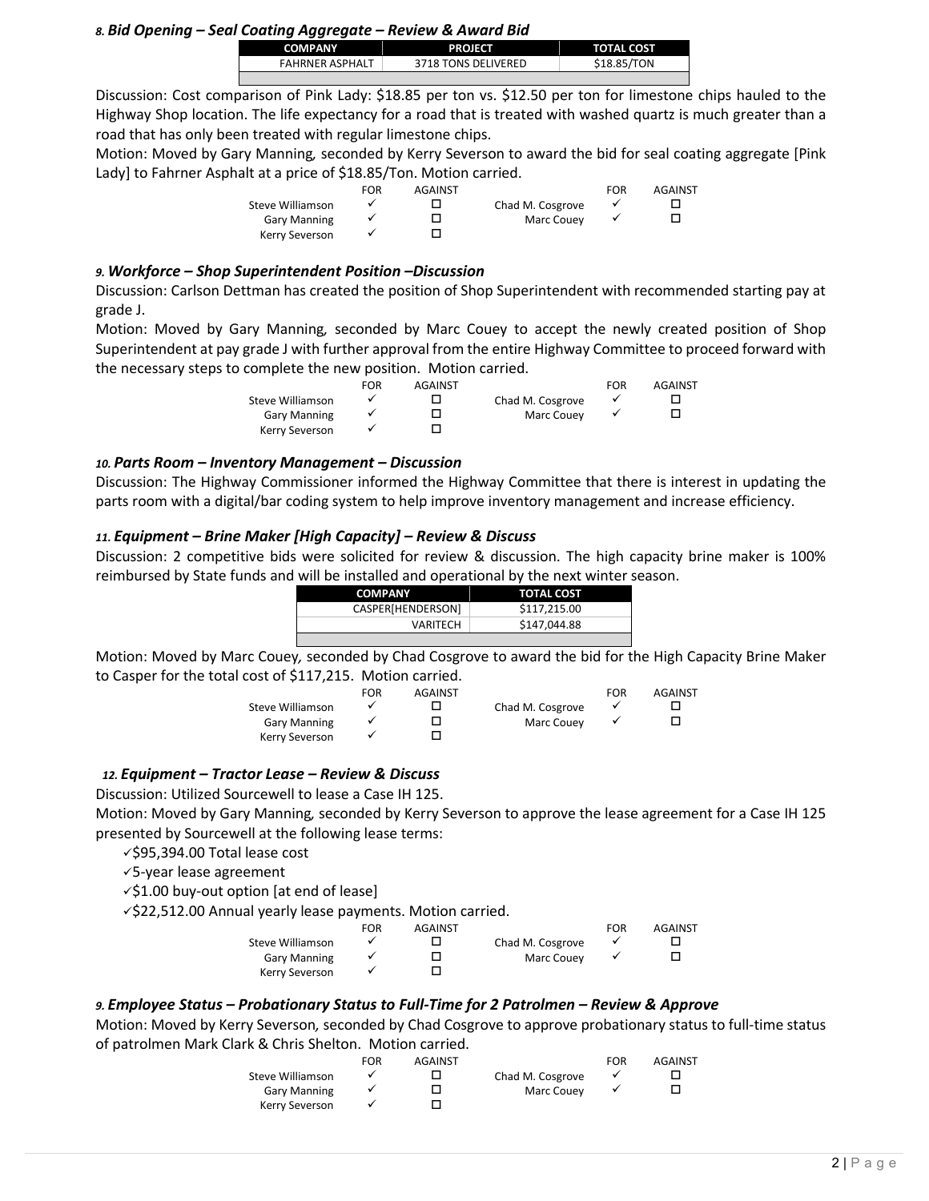### *8. Bid Opening – Seal Coating Aggregate – Review & Award Bid*

| COMPANY | PROJECT | TOTAL COST |
|---|---|---|
| FAHRNER ASPHALT | 3718 TONS DELIVERED | $18.85/TON |

Discussion: Cost comparison of Pink Lady: $18.85 per ton vs. $12.50 per ton for limestone chips hauled to the Highway Shop location. The life expectancy for a road that is treated with washed quartz is much greater than a road that has only been treated with regular limestone chips.

Motion: Moved by Gary Manning, seconded by Kerry Severson to award the bid for seal coating aggregate [Pink Lady] to Fahrner Asphalt at a price of $18.85/Ton. Motion carried.

| | FOR | AGAINST | | FOR | AGAINST |
|---|---|---|---|---|---|
| Steve Williamson | ✓ | ☐ | Chad M. Cosgrove | ✓ | ☐ |
| Gary Manning | ✓ | ☐ | Marc Couey | ✓ | ☐ |
| Kerry Severson | ✓ | ☐ | | | |

### *9. Workforce – Shop Superintendent Position –Discussion*

Discussion: Carlson Dettman has created the position of Shop Superintendent with recommended starting pay at grade J.

Motion: Moved by Gary Manning, seconded by Marc Couey to accept the newly created position of Shop Superintendent at pay grade J with further approval from the entire Highway Committee to proceed forward with the necessary steps to complete the new position. Motion carried.

| | FOR | AGAINST | | FOR | AGAINST |
|---|---|---|---|---|---|
| Steve Williamson | ✓ | ☐ | Chad M. Cosgrove | ✓ | ☐ |
| Gary Manning | ✓ | ☐ | Marc Couey | ✓ | ☐ |
| Kerry Severson | ✓ | ☐ | | | |

### *10. Parts Room – Inventory Management – Discussion*

Discussion: The Highway Commissioner informed the Highway Committee that there is interest in updating the parts room with a digital/bar coding system to help improve inventory management and increase efficiency.

### *11. Equipment – Brine Maker [High Capacity] – Review & Discuss*

Discussion: 2 competitive bids were solicited for review & discussion. The high capacity brine maker is 100% reimbursed by State funds and will be installed and operational by the next winter season.

| COMPANY | TOTAL COST |
|---|---|
| CASPER[HENDERSON] | $117,215.00 |
| VARITECH | $147,044.88 |

Motion: Moved by Marc Couey, seconded by Chad Cosgrove to award the bid for the High Capacity Brine Maker to Casper for the total cost of $117,215. Motion carried.

| | FOR | AGAINST | | FOR | AGAINST |
|---|---|---|---|---|---|
| Steve Williamson | ✓ | ☐ | Chad M. Cosgrove | ✓ | ☐ |
| Gary Manning | ✓ | ☐ | Marc Couey | ✓ | ☐ |
| Kerry Severson | ✓ | ☐ | | | |

### *12. Equipment – Tractor Lease – Review & Discuss*

Discussion: Utilized Sourcewell to lease a Case IH 125.

Motion: Moved by Gary Manning, seconded by Kerry Severson to approve the lease agreement for a Case IH 125 presented by Sourcewell at the following lease terms:

- ✓$95,394.00 Total lease cost
- ✓5-year lease agreement
- ✓$1.00 buy-out option [at end of lease]
- ✓$22,512.00 Annual yearly lease payments. Motion carried.

| | FOR | AGAINST | | FOR | AGAINST |
|---|---|---|---|---|---|
| Steve Williamson | ✓ | ☐ | Chad M. Cosgrove | ✓ | ☐ |
| Gary Manning | ✓ | ☐ | Marc Couey | ✓ | ☐ |
| Kerry Severson | ✓ | ☐ | | | |

### *9. Employee Status – Probationary Status to Full-Time for 2 Patrolmen – Review & Approve*

Motion: Moved by Kerry Severson, seconded by Chad Cosgrove to approve probationary status to full-time status of patrolmen Mark Clark & Chris Shelton. Motion carried.

| | FOR | AGAINST | | FOR | AGAINST |
|---|---|---|---|---|---|
| Steve Williamson | ✓ | ☐ | Chad M. Cosgrove | ✓ | ☐ |
| Gary Manning | ✓ | ☐ | Marc Couey | ✓ | ☐ |
| Kerry Severson | ✓ | ☐ | | | |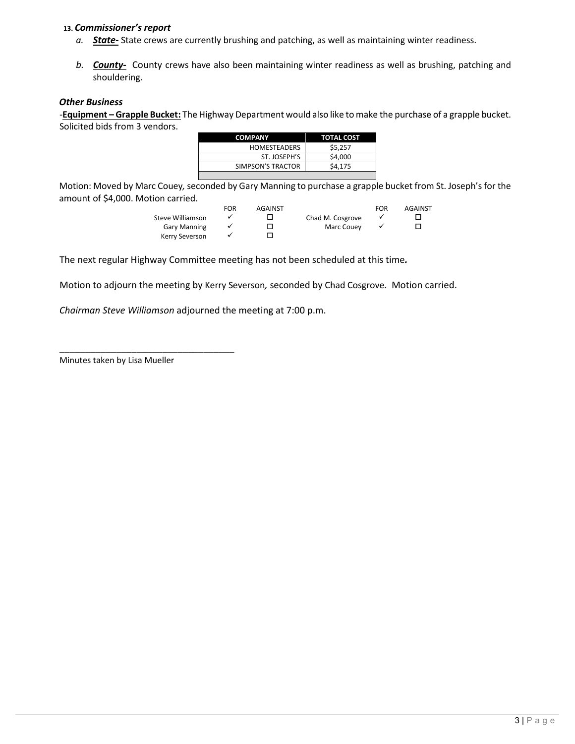13. ***Commissioner's report***

a. ***State-*** State crews are currently brushing and patching, as well as maintaining winter readiness.

b. ***County-*** County crews have also been maintaining winter readiness as well as brushing, patching and shouldering.

***Other Business***

-**Equipment – Grapple Bucket:** The Highway Department would also like to make the purchase of a grapple bucket. Solicited bids from 3 vendors.

| COMPANY | TOTAL COST |
|---|---|
| HOMESTEADERS | $5,257 |
| ST. JOSEPH'S | $4,000 |
| SIMPSON'S TRACTOR | $4,175 |

Motion: Moved by Marc Couey*,* seconded by Gary Manning to purchase a grapple bucket from St. Joseph's for the amount of $4,000. Motion carried.

| | FOR | AGAINST | | FOR | AGAINST |
|---|---|---|---|---|---|
| Steve Williamson | ✓ | ☐ | Chad M. Cosgrove | ✓ | ☐ |
| Gary Manning | ✓ | ☐ | Marc Couey | ✓ | ☐ |
| Kerry Severson | ✓ | ☐ | | | |

The next regular Highway Committee meeting has not been scheduled at this time**.**

Motion to adjourn the meeting by Kerry Severson*,* seconded by Chad Cosgrove*.* Motion carried.

*Chairman Steve Williamson* adjourned the meeting at 7:00 p.m.

___________________________________

Minutes taken by Lisa Mueller